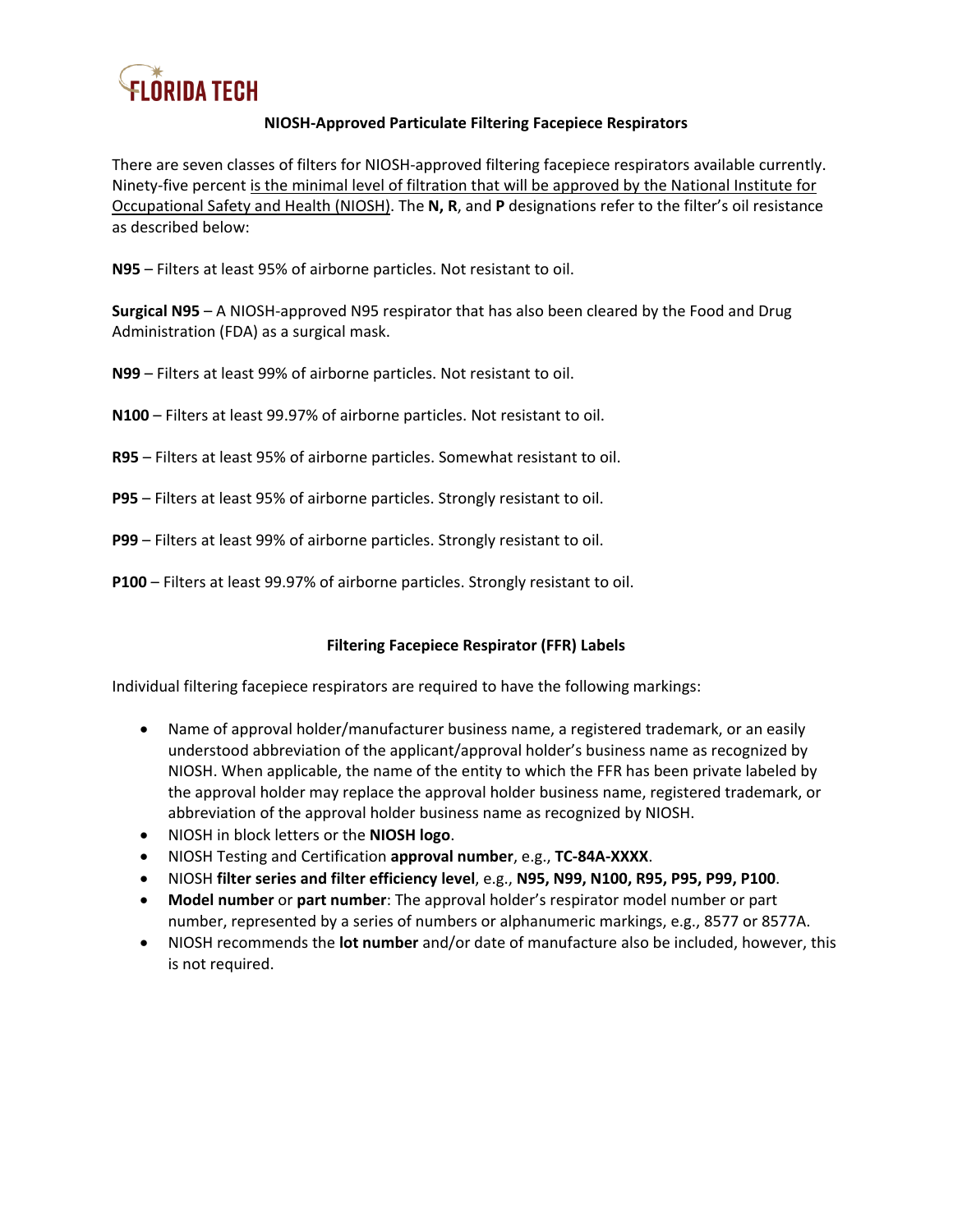FLORIDA TECH

## NIOSH-Approved Particulate Filtering Facepiece Respirators

There are seven classes of filters for NIOSH-approved filtering facepiece respirators available currently. Ninety-five percent is the minimal level of filtration that will be approved by the National Institute for Occupational Safety and Health (NIOSH). The **N, R**, and **P** designations refer to the filter's oil resistance as described below:

**N95** – Filters at least 95% of airborne particles. Not resistant to oil.

**Surgical N95** – A NIOSH-approved N95 respirator that has also been cleared by the Food and Drug Administration (FDA) as a surgical mask.

**N99** – Filters at least 99% of airborne particles. Not resistant to oil.

**N100** – Filters at least 99.97% of airborne particles. Not resistant to oil.

**R95** – Filters at least 95% of airborne particles. Somewhat resistant to oil.

**P95** – Filters at least 95% of airborne particles. Strongly resistant to oil.

**P99** – Filters at least 99% of airborne particles. Strongly resistant to oil.

**P100** – Filters at least 99.97% of airborne particles. Strongly resistant to oil.

## Filtering Facepiece Respirator (FFR) Labels

Individual filtering facepiece respirators are required to have the following markings:

- Name of approval holder/manufacturer business name, a registered trademark, or an easily understood abbreviation of the applicant/approval holder's business name as recognized by NIOSH. When applicable, the name of the entity to which the FFR has been private labeled by the approval holder may replace the approval holder business name, registered trademark, or abbreviation of the approval holder business name as recognized by NIOSH.
- NIOSH in block letters or the **NIOSH logo**.
- NIOSH Testing and Certification **approval number**, e.g., **TC-84A-XXXX**.
- NIOSH **filter series and filter efficiency level**, e.g., **N95, N99, N100, R95, P95, P99, P100**.
- **Model number** or **part number**: The approval holder's respirator model number or part number, represented by a series of numbers or alphanumeric markings, e.g., 8577 or 8577A.
- NIOSH recommends the **lot number** and/or date of manufacture also be included, however, this is not required.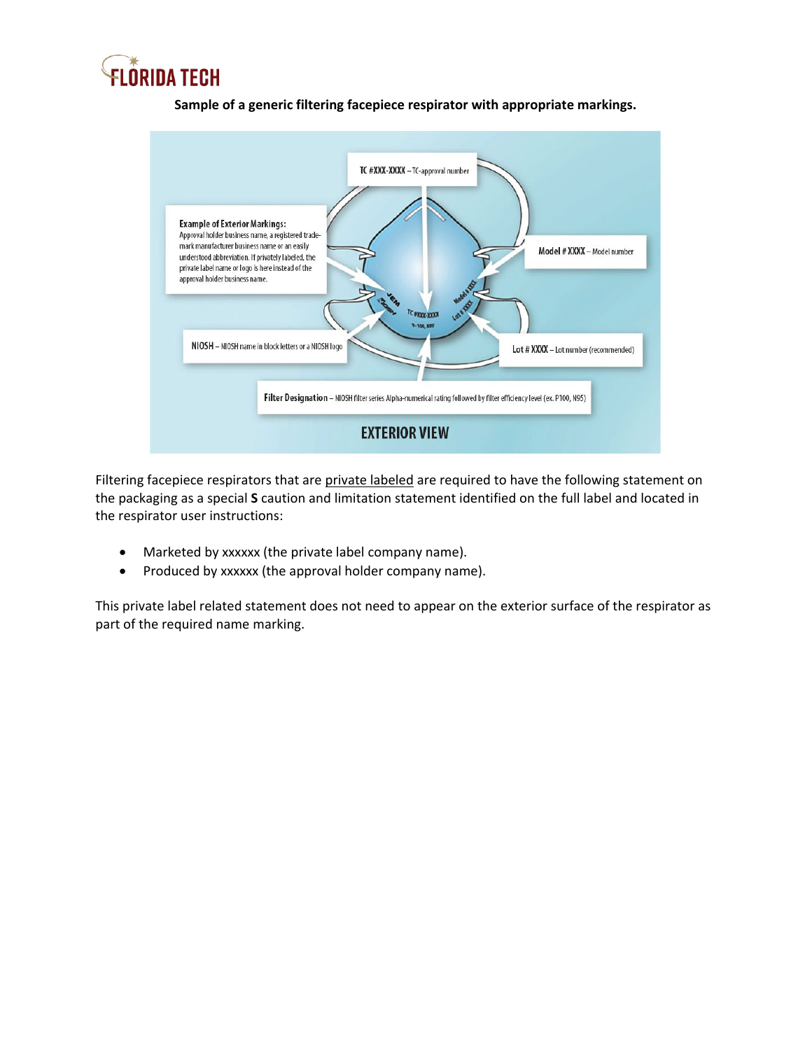**Sample of a generic filtering facepiece respirator with appropriate markings.**

TC #XXX-XXXX – TC-approval number

Example of Exterior Markings:
Approval holder business name, a registered trade-mark manufacturer business name or an easily understood abbreviation. If privately labeled, the private label name or logo is here instead of the approval holder business name.

Model # XXXX – Model number

NIOSH – NIOSH name in block letters or a NIOSH logo

Lot # XXXX – Lot number (recommended)

Filter Designation – NIOSH filter series Alpha-numerical rating followed by filter efficiency level (ex. P100, N95)

EXTERIOR VIEW

Filtering facepiece respirators that are private labeled are required to have the following statement on the packaging as a special **S** caution and limitation statement identified on the full label and located in the respirator user instructions:

- Marketed by xxxxxx (the private label company name).
- Produced by xxxxxx (the approval holder company name).

This private label related statement does not need to appear on the exterior surface of the respirator as part of the required name marking.